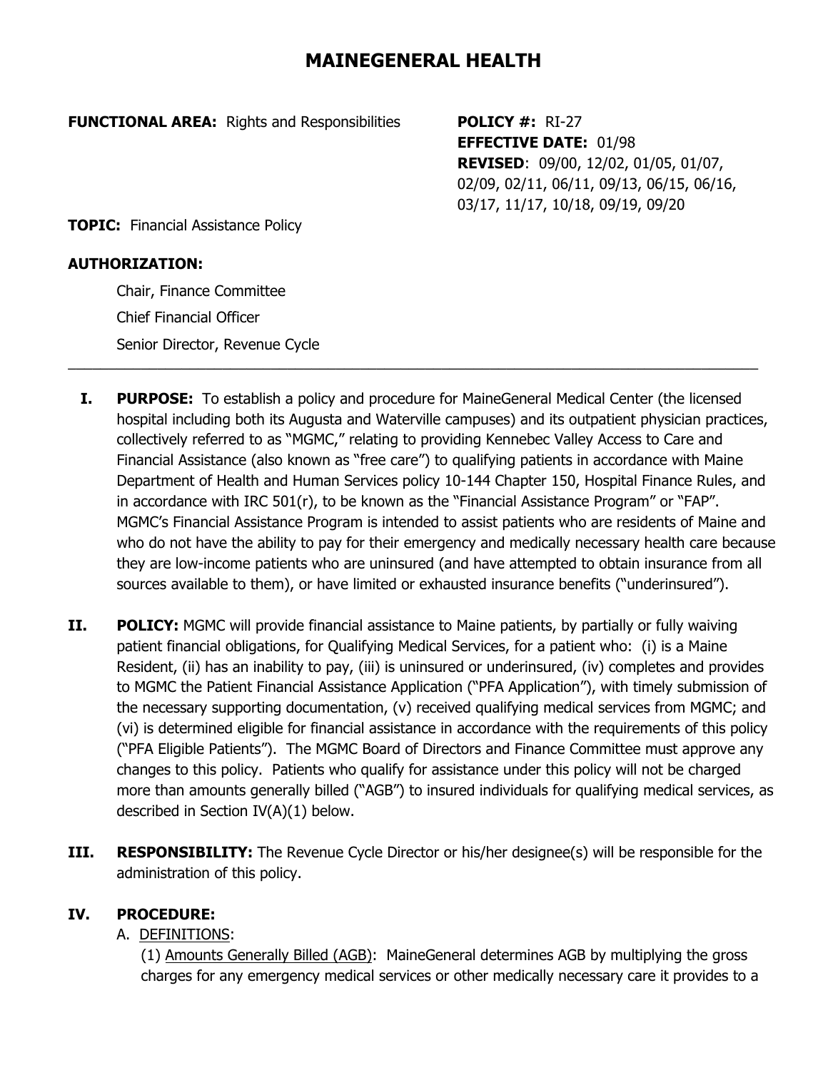# MAINEGENERAL HEALTH

**FUNCTIONAL AREA:** Rights and Responsibilities

**POLICY #:** RI-27
**EFFECTIVE DATE:** 01/98
**REVISED**: 09/00, 12/02, 01/05, 01/07, 02/09, 02/11, 06/11, 09/13, 06/15, 06/16, 03/17, 11/17, 10/18, 09/19, 09/20

**TOPIC:** Financial Assistance Policy

**AUTHORIZATION:**

Chair, Finance Committee
Chief Financial Officer
Senior Director, Revenue Cycle

---

**I. PURPOSE:** To establish a policy and procedure for MaineGeneral Medical Center (the licensed hospital including both its Augusta and Waterville campuses) and its outpatient physician practices, collectively referred to as "MGMC," relating to providing Kennebec Valley Access to Care and Financial Assistance (also known as "free care") to qualifying patients in accordance with Maine Department of Health and Human Services policy 10-144 Chapter 150, Hospital Finance Rules, and in accordance with IRC 501(r), to be known as the "Financial Assistance Program" or "FAP". MGMC's Financial Assistance Program is intended to assist patients who are residents of Maine and who do not have the ability to pay for their emergency and medically necessary health care because they are low-income patients who are uninsured (and have attempted to obtain insurance from all sources available to them), or have limited or exhausted insurance benefits ("underinsured").

**II. POLICY:** MGMC will provide financial assistance to Maine patients, by partially or fully waiving patient financial obligations, for Qualifying Medical Services, for a patient who: (i) is a Maine Resident, (ii) has an inability to pay, (iii) is uninsured or underinsured, (iv) completes and provides to MGMC the Patient Financial Assistance Application ("PFA Application"), with timely submission of the necessary supporting documentation, (v) received qualifying medical services from MGMC; and (vi) is determined eligible for financial assistance in accordance with the requirements of this policy ("PFA Eligible Patients"). The MGMC Board of Directors and Finance Committee must approve any changes to this policy. Patients who qualify for assistance under this policy will not be charged more than amounts generally billed ("AGB") to insured individuals for qualifying medical services, as described in Section IV(A)(1) below.

**III. RESPONSIBILITY:** The Revenue Cycle Director or his/her designee(s) will be responsible for the administration of this policy.

**IV. PROCEDURE:**

A. DEFINITIONS:

(1) Amounts Generally Billed (AGB): MaineGeneral determines AGB by multiplying the gross charges for any emergency medical services or other medically necessary care it provides to a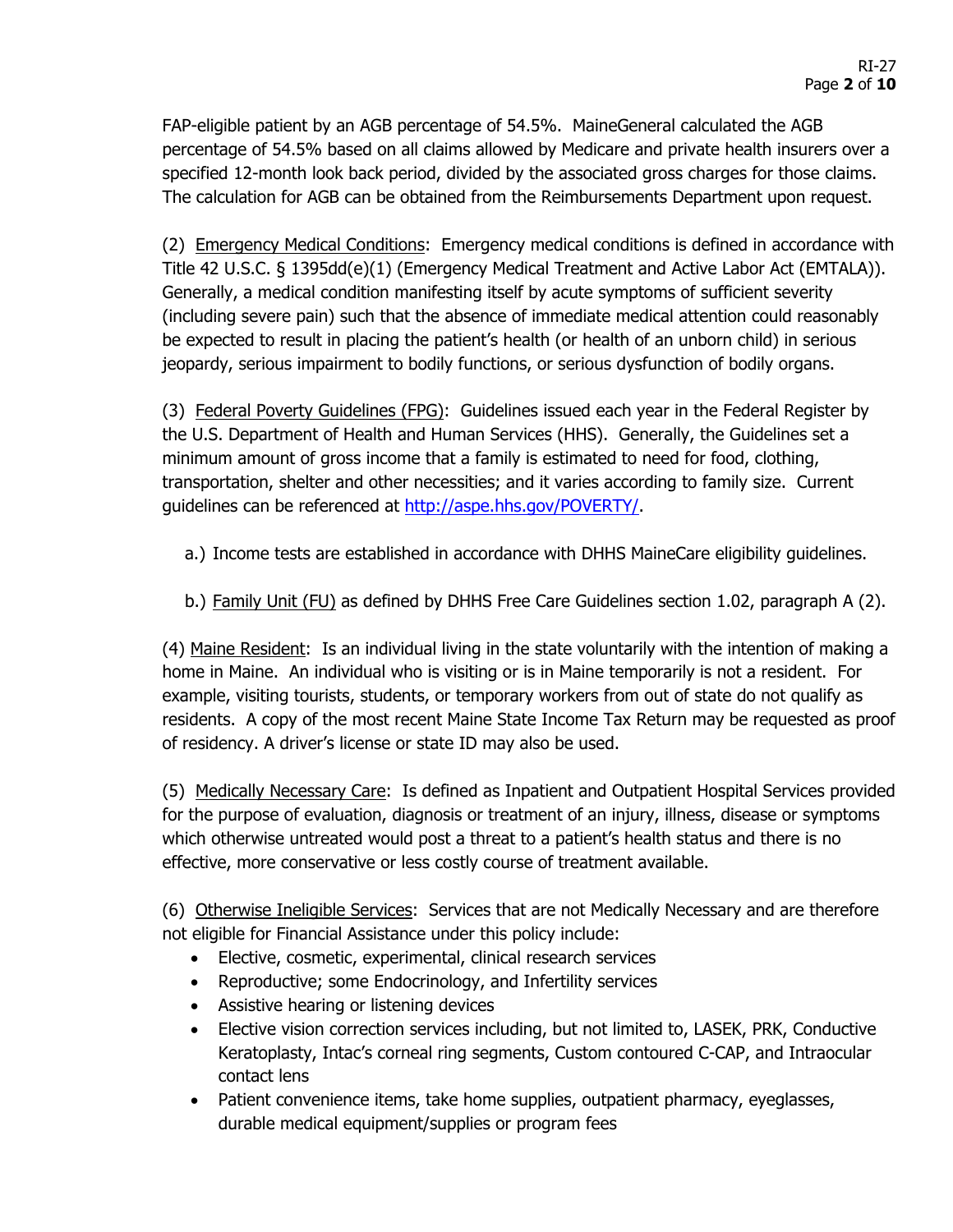FAP-eligible patient by an AGB percentage of 54.5%. MaineGeneral calculated the AGB percentage of 54.5% based on all claims allowed by Medicare and private health insurers over a specified 12-month look back period, divided by the associated gross charges for those claims. The calculation for AGB can be obtained from the Reimbursements Department upon request.

(2) Emergency Medical Conditions: Emergency medical conditions is defined in accordance with Title 42 U.S.C. § 1395dd(e)(1) (Emergency Medical Treatment and Active Labor Act (EMTALA)). Generally, a medical condition manifesting itself by acute symptoms of sufficient severity (including severe pain) such that the absence of immediate medical attention could reasonably be expected to result in placing the patient's health (or health of an unborn child) in serious jeopardy, serious impairment to bodily functions, or serious dysfunction of bodily organs.

(3) Federal Poverty Guidelines (FPG): Guidelines issued each year in the Federal Register by the U.S. Department of Health and Human Services (HHS). Generally, the Guidelines set a minimum amount of gross income that a family is estimated to need for food, clothing, transportation, shelter and other necessities; and it varies according to family size. Current guidelines can be referenced at http://aspe.hhs.gov/POVERTY/.

a.) Income tests are established in accordance with DHHS MaineCare eligibility guidelines.

b.) Family Unit (FU) as defined by DHHS Free Care Guidelines section 1.02, paragraph A (2).

(4) Maine Resident: Is an individual living in the state voluntarily with the intention of making a home in Maine. An individual who is visiting or is in Maine temporarily is not a resident. For example, visiting tourists, students, or temporary workers from out of state do not qualify as residents. A copy of the most recent Maine State Income Tax Return may be requested as proof of residency. A driver's license or state ID may also be used.

(5) Medically Necessary Care: Is defined as Inpatient and Outpatient Hospital Services provided for the purpose of evaluation, diagnosis or treatment of an injury, illness, disease or symptoms which otherwise untreated would post a threat to a patient's health status and there is no effective, more conservative or less costly course of treatment available.

(6) Otherwise Ineligible Services: Services that are not Medically Necessary and are therefore not eligible for Financial Assistance under this policy include:

- Elective, cosmetic, experimental, clinical research services
- Reproductive; some Endocrinology, and Infertility services
- Assistive hearing or listening devices
- Elective vision correction services including, but not limited to, LASEK, PRK, Conductive Keratoplasty, Intac's corneal ring segments, Custom contoured C-CAP, and Intraocular contact lens
- Patient convenience items, take home supplies, outpatient pharmacy, eyeglasses, durable medical equipment/supplies or program fees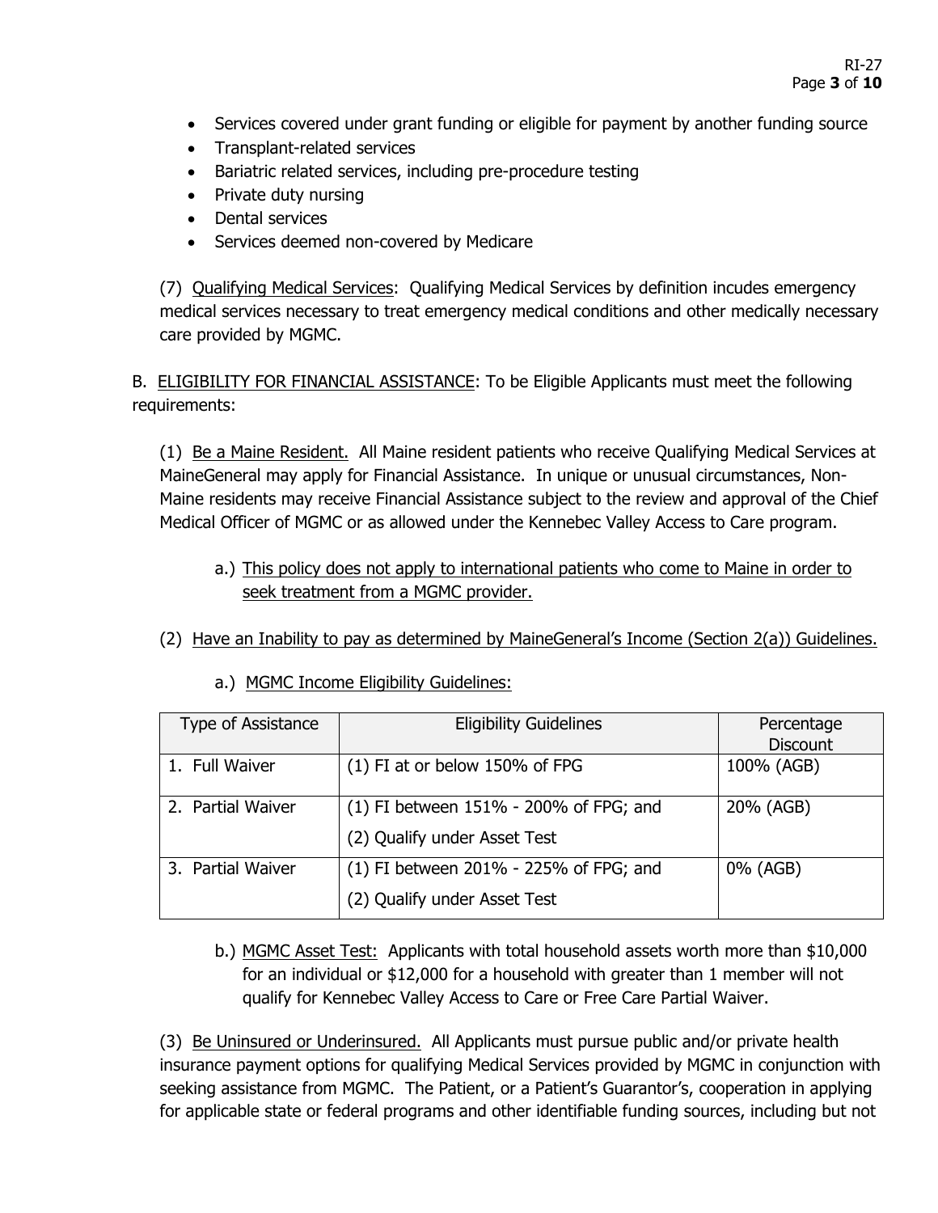- Services covered under grant funding or eligible for payment by another funding source
- Transplant-related services
- Bariatric related services, including pre-procedure testing
- Private duty nursing
- Dental services
- Services deemed non-covered by Medicare

(7) Qualifying Medical Services: Qualifying Medical Services by definition incudes emergency medical services necessary to treat emergency medical conditions and other medically necessary care provided by MGMC.

B. ELIGIBILITY FOR FINANCIAL ASSISTANCE: To be Eligible Applicants must meet the following requirements:

(1) Be a Maine Resident. All Maine resident patients who receive Qualifying Medical Services at MaineGeneral may apply for Financial Assistance. In unique or unusual circumstances, Non-Maine residents may receive Financial Assistance subject to the review and approval of the Chief Medical Officer of MGMC or as allowed under the Kennebec Valley Access to Care program.

a.) This policy does not apply to international patients who come to Maine in order to seek treatment from a MGMC provider.

(2) Have an Inability to pay as determined by MaineGeneral's Income (Section 2(a)) Guidelines.

a.) MGMC Income Eligibility Guidelines:

| Type of Assistance | Eligibility Guidelines | Percentage Discount |
|---|---|---|
| 1. Full Waiver | (1) FI at or below 150% of FPG | 100% (AGB) |
| 2. Partial Waiver | (1) FI between 151% - 200% of FPG; and (2) Qualify under Asset Test | 20% (AGB) |
| 3. Partial Waiver | (1) FI between 201% - 225% of FPG; and (2) Qualify under Asset Test | 0% (AGB) |

b.) MGMC Asset Test: Applicants with total household assets worth more than $10,000 for an individual or $12,000 for a household with greater than 1 member will not qualify for Kennebec Valley Access to Care or Free Care Partial Waiver.

(3) Be Uninsured or Underinsured. All Applicants must pursue public and/or private health insurance payment options for qualifying Medical Services provided by MGMC in conjunction with seeking assistance from MGMC. The Patient, or a Patient's Guarantor's, cooperation in applying for applicable state or federal programs and other identifiable funding sources, including but not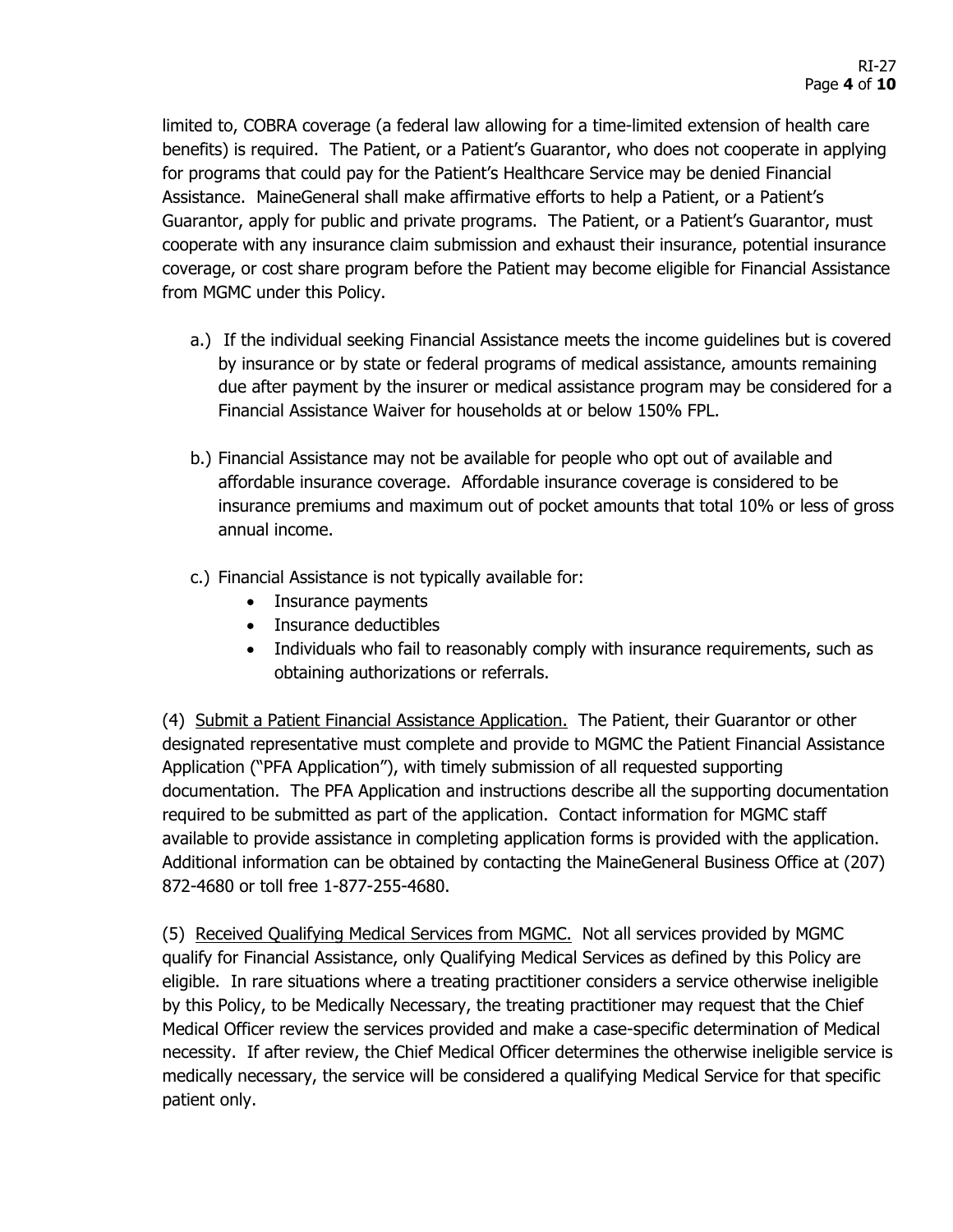limited to, COBRA coverage (a federal law allowing for a time-limited extension of health care benefits) is required. The Patient, or a Patient's Guarantor, who does not cooperate in applying for programs that could pay for the Patient's Healthcare Service may be denied Financial Assistance. MaineGeneral shall make affirmative efforts to help a Patient, or a Patient's Guarantor, apply for public and private programs. The Patient, or a Patient's Guarantor, must cooperate with any insurance claim submission and exhaust their insurance, potential insurance coverage, or cost share program before the Patient may become eligible for Financial Assistance from MGMC under this Policy.

a.) If the individual seeking Financial Assistance meets the income guidelines but is covered by insurance or by state or federal programs of medical assistance, amounts remaining due after payment by the insurer or medical assistance program may be considered for a Financial Assistance Waiver for households at or below 150% FPL.

b.) Financial Assistance may not be available for people who opt out of available and affordable insurance coverage. Affordable insurance coverage is considered to be insurance premiums and maximum out of pocket amounts that total 10% or less of gross annual income.

c.) Financial Assistance is not typically available for:
- Insurance payments
- Insurance deductibles
- Individuals who fail to reasonably comply with insurance requirements, such as obtaining authorizations or referrals.

(4) <u>Submit a Patient Financial Assistance Application.</u> The Patient, their Guarantor or other designated representative must complete and provide to MGMC the Patient Financial Assistance Application ("PFA Application"), with timely submission of all requested supporting documentation. The PFA Application and instructions describe all the supporting documentation required to be submitted as part of the application. Contact information for MGMC staff available to provide assistance in completing application forms is provided with the application. Additional information can be obtained by contacting the MaineGeneral Business Office at (207) 872-4680 or toll free 1-877-255-4680.

(5) <u>Received Qualifying Medical Services from MGMC.</u> Not all services provided by MGMC qualify for Financial Assistance, only Qualifying Medical Services as defined by this Policy are eligible. In rare situations where a treating practitioner considers a service otherwise ineligible by this Policy, to be Medically Necessary, the treating practitioner may request that the Chief Medical Officer review the services provided and make a case-specific determination of Medical necessity. If after review, the Chief Medical Officer determines the otherwise ineligible service is medically necessary, the service will be considered a qualifying Medical Service for that specific patient only.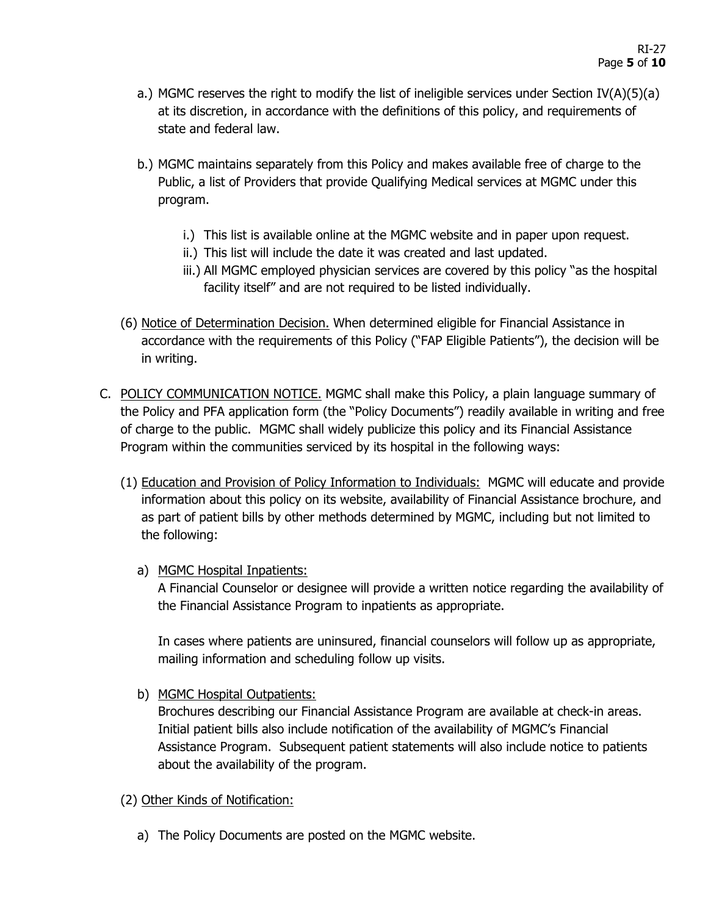a.) MGMC reserves the right to modify the list of ineligible services under Section IV(A)(5)(a) at its discretion, in accordance with the definitions of this policy, and requirements of state and federal law.

b.) MGMC maintains separately from this Policy and makes available free of charge to the Public, a list of Providers that provide Qualifying Medical services at MGMC under this program.

   i.) This list is available online at the MGMC website and in paper upon request.
   ii.) This list will include the date it was created and last updated.
   iii.) All MGMC employed physician services are covered by this policy "as the hospital facility itself" and are not required to be listed individually.

(6) <u>Notice of Determination Decision.</u> When determined eligible for Financial Assistance in accordance with the requirements of this Policy ("FAP Eligible Patients"), the decision will be in writing.

C. <u>POLICY COMMUNICATION NOTICE.</u> MGMC shall make this Policy, a plain language summary of the Policy and PFA application form (the "Policy Documents") readily available in writing and free of charge to the public. MGMC shall widely publicize this policy and its Financial Assistance Program within the communities serviced by its hospital in the following ways:

(1) <u>Education and Provision of Policy Information to Individuals:</u> MGMC will educate and provide information about this policy on its website, availability of Financial Assistance brochure, and as part of patient bills by other methods determined by MGMC, including but not limited to the following:

a) <u>MGMC Hospital Inpatients:</u>
A Financial Counselor or designee will provide a written notice regarding the availability of the Financial Assistance Program to inpatients as appropriate.

In cases where patients are uninsured, financial counselors will follow up as appropriate, mailing information and scheduling follow up visits.

b) <u>MGMC Hospital Outpatients:</u>
Brochures describing our Financial Assistance Program are available at check-in areas. Initial patient bills also include notification of the availability of MGMC's Financial Assistance Program. Subsequent patient statements will also include notice to patients about the availability of the program.

(2) <u>Other Kinds of Notification:</u>

a) The Policy Documents are posted on the MGMC website.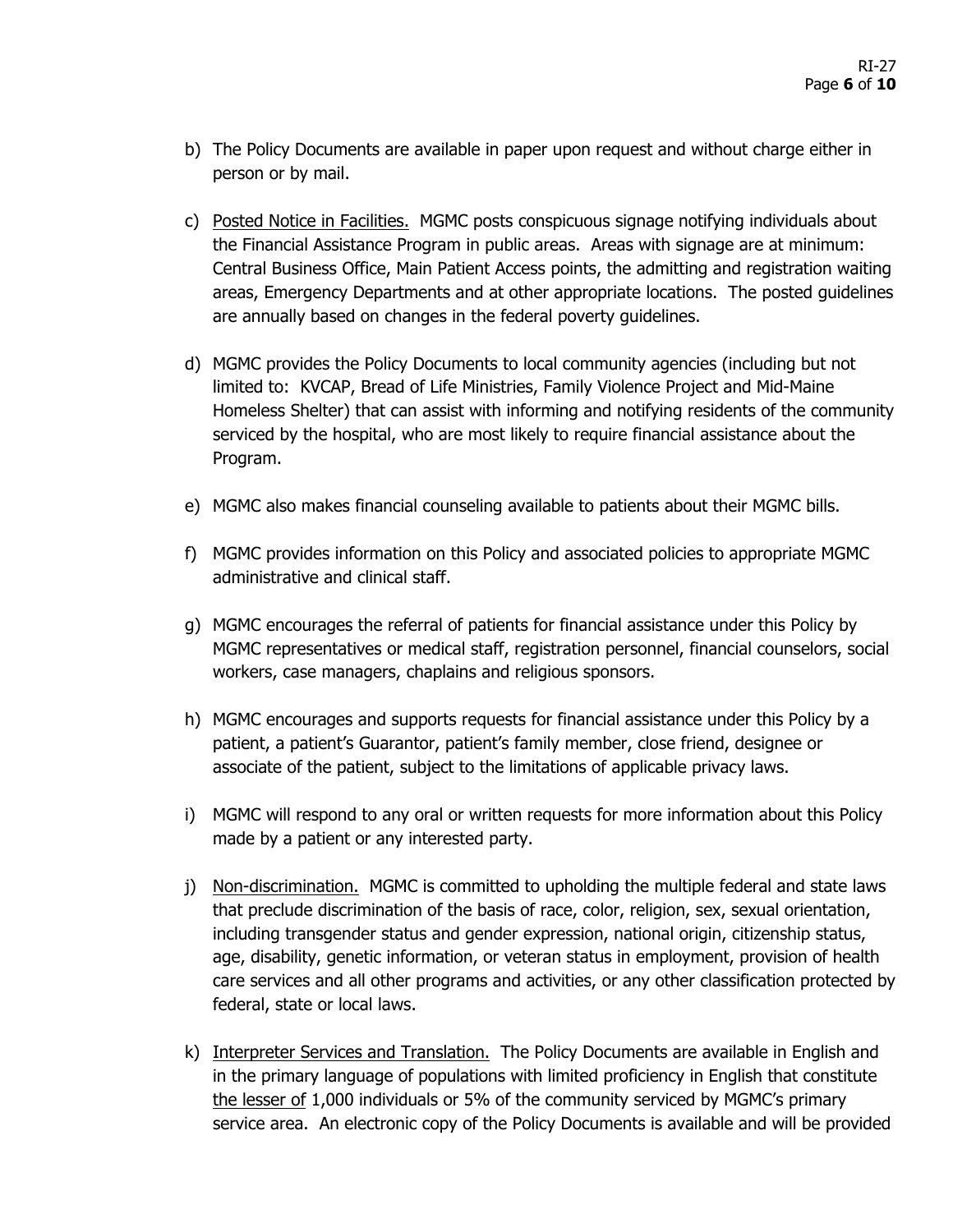b) The Policy Documents are available in paper upon request and without charge either in person or by mail.

c) <u>Posted Notice in Facilities.</u> MGMC posts conspicuous signage notifying individuals about the Financial Assistance Program in public areas. Areas with signage are at minimum: Central Business Office, Main Patient Access points, the admitting and registration waiting areas, Emergency Departments and at other appropriate locations. The posted guidelines are annually based on changes in the federal poverty guidelines.

d) MGMC provides the Policy Documents to local community agencies (including but not limited to: KVCAP, Bread of Life Ministries, Family Violence Project and Mid-Maine Homeless Shelter) that can assist with informing and notifying residents of the community serviced by the hospital, who are most likely to require financial assistance about the Program.

e) MGMC also makes financial counseling available to patients about their MGMC bills.

f) MGMC provides information on this Policy and associated policies to appropriate MGMC administrative and clinical staff.

g) MGMC encourages the referral of patients for financial assistance under this Policy by MGMC representatives or medical staff, registration personnel, financial counselors, social workers, case managers, chaplains and religious sponsors.

h) MGMC encourages and supports requests for financial assistance under this Policy by a patient, a patient's Guarantor, patient's family member, close friend, designee or associate of the patient, subject to the limitations of applicable privacy laws.

i) MGMC will respond to any oral or written requests for more information about this Policy made by a patient or any interested party.

j) <u>Non-discrimination.</u> MGMC is committed to upholding the multiple federal and state laws that preclude discrimination of the basis of race, color, religion, sex, sexual orientation, including transgender status and gender expression, national origin, citizenship status, age, disability, genetic information, or veteran status in employment, provision of health care services and all other programs and activities, or any other classification protected by federal, state or local laws.

k) <u>Interpreter Services and Translation.</u> The Policy Documents are available in English and in the primary language of populations with limited proficiency in English that constitute <u>the lesser of</u> 1,000 individuals or 5% of the community serviced by MGMC's primary service area. An electronic copy of the Policy Documents is available and will be provided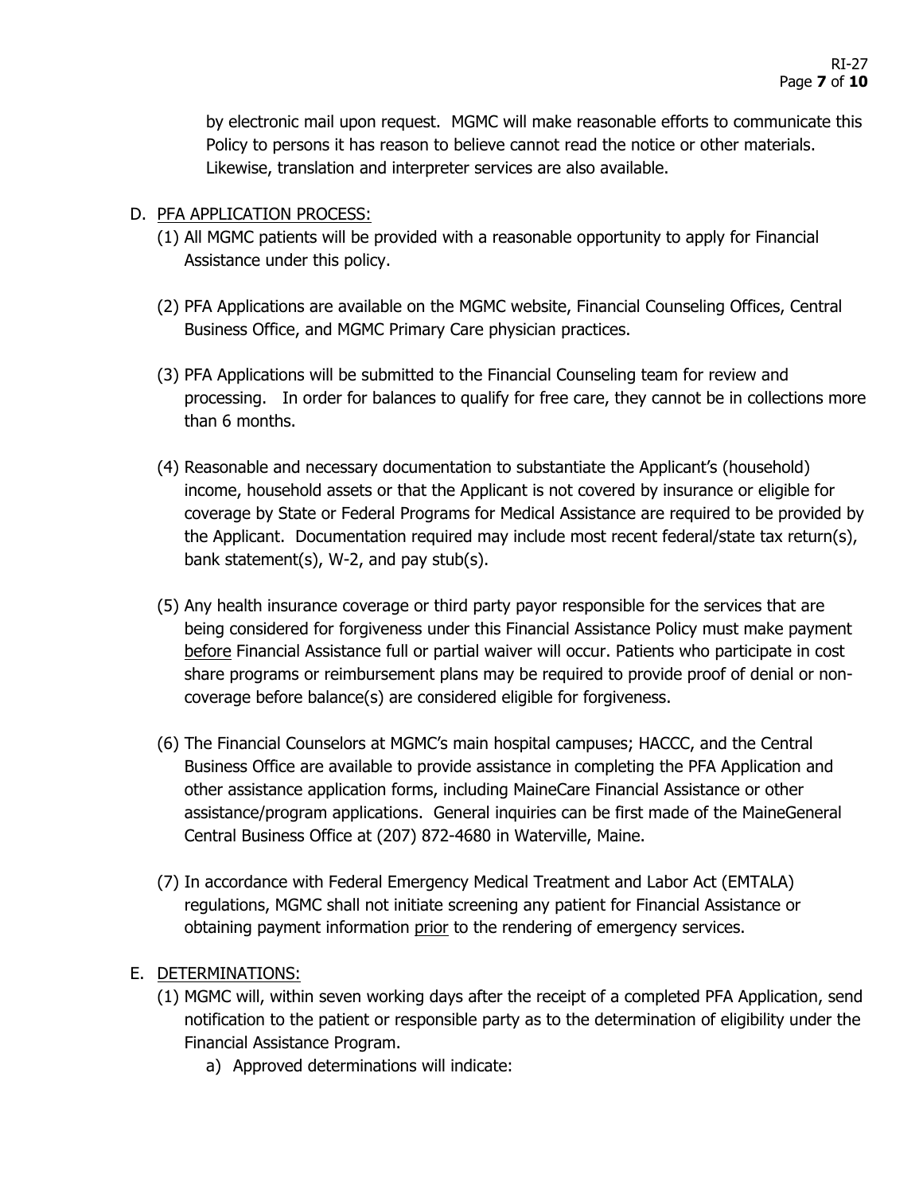by electronic mail upon request. MGMC will make reasonable efforts to communicate this Policy to persons it has reason to believe cannot read the notice or other materials. Likewise, translation and interpreter services are also available.

D. <u>PFA APPLICATION PROCESS:</u>

(1) All MGMC patients will be provided with a reasonable opportunity to apply for Financial Assistance under this policy.

(2) PFA Applications are available on the MGMC website, Financial Counseling Offices, Central Business Office, and MGMC Primary Care physician practices.

(3) PFA Applications will be submitted to the Financial Counseling team for review and processing. In order for balances to qualify for free care, they cannot be in collections more than 6 months.

(4) Reasonable and necessary documentation to substantiate the Applicant's (household) income, household assets or that the Applicant is not covered by insurance or eligible for coverage by State or Federal Programs for Medical Assistance are required to be provided by the Applicant. Documentation required may include most recent federal/state tax return(s), bank statement(s), W-2, and pay stub(s).

(5) Any health insurance coverage or third party payor responsible for the services that are being considered for forgiveness under this Financial Assistance Policy must make payment <u>before</u> Financial Assistance full or partial waiver will occur. Patients who participate in cost share programs or reimbursement plans may be required to provide proof of denial or non-coverage before balance(s) are considered eligible for forgiveness.

(6) The Financial Counselors at MGMC's main hospital campuses; HACCC, and the Central Business Office are available to provide assistance in completing the PFA Application and other assistance application forms, including MaineCare Financial Assistance or other assistance/program applications. General inquiries can be first made of the MaineGeneral Central Business Office at (207) 872-4680 in Waterville, Maine.

(7) In accordance with Federal Emergency Medical Treatment and Labor Act (EMTALA) regulations, MGMC shall not initiate screening any patient for Financial Assistance or obtaining payment information <u>prior</u> to the rendering of emergency services.

E. <u>DETERMINATIONS:</u>

(1) MGMC will, within seven working days after the receipt of a completed PFA Application, send notification to the patient or responsible party as to the determination of eligibility under the Financial Assistance Program.

   a) Approved determinations will indicate: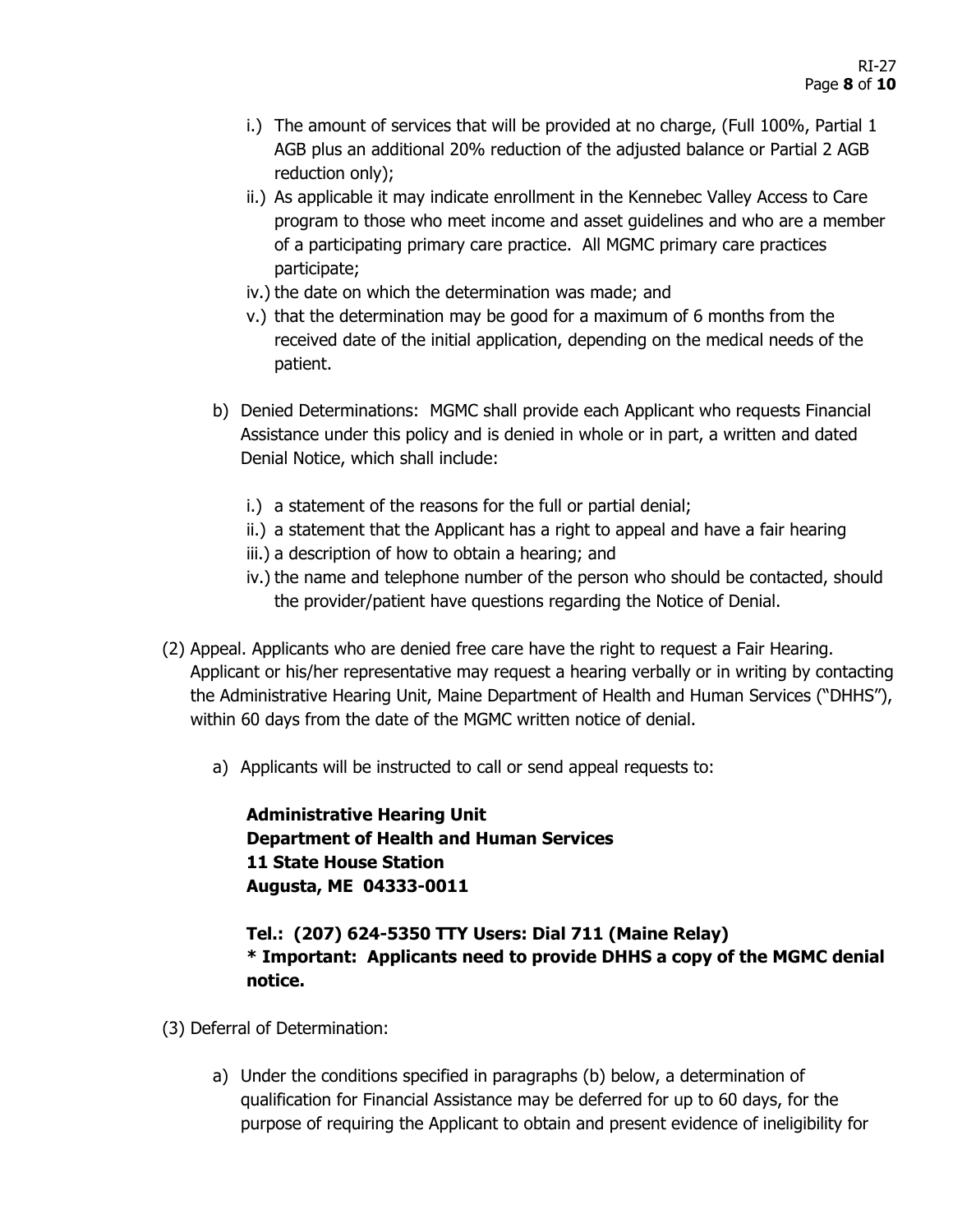i.) The amount of services that will be provided at no charge, (Full 100%, Partial 1 AGB plus an additional 20% reduction of the adjusted balance or Partial 2 AGB reduction only);

ii.) As applicable it may indicate enrollment in the Kennebec Valley Access to Care program to those who meet income and asset guidelines and who are a member of a participating primary care practice. All MGMC primary care practices participate;

iv.) the date on which the determination was made; and

v.) that the determination may be good for a maximum of 6 months from the received date of the initial application, depending on the medical needs of the patient.

b) Denied Determinations: MGMC shall provide each Applicant who requests Financial Assistance under this policy and is denied in whole or in part, a written and dated Denial Notice, which shall include:

i.) a statement of the reasons for the full or partial denial;

ii.) a statement that the Applicant has a right to appeal and have a fair hearing

iii.) a description of how to obtain a hearing; and

iv.) the name and telephone number of the person who should be contacted, should the provider/patient have questions regarding the Notice of Denial.

(2) Appeal. Applicants who are denied free care have the right to request a Fair Hearing. Applicant or his/her representative may request a hearing verbally or in writing by contacting the Administrative Hearing Unit, Maine Department of Health and Human Services ("DHHS"), within 60 days from the date of the MGMC written notice of denial.

a) Applicants will be instructed to call or send appeal requests to:

**Administrative Hearing Unit**
**Department of Health and Human Services**
**11 State House Station**
**Augusta, ME 04333-0011**

**Tel.: (207) 624-5350 TTY Users: Dial 711 (Maine Relay)**
**\* Important: Applicants need to provide DHHS a copy of the MGMC denial notice.**

(3) Deferral of Determination:

a) Under the conditions specified in paragraphs (b) below, a determination of qualification for Financial Assistance may be deferred for up to 60 days, for the purpose of requiring the Applicant to obtain and present evidence of ineligibility for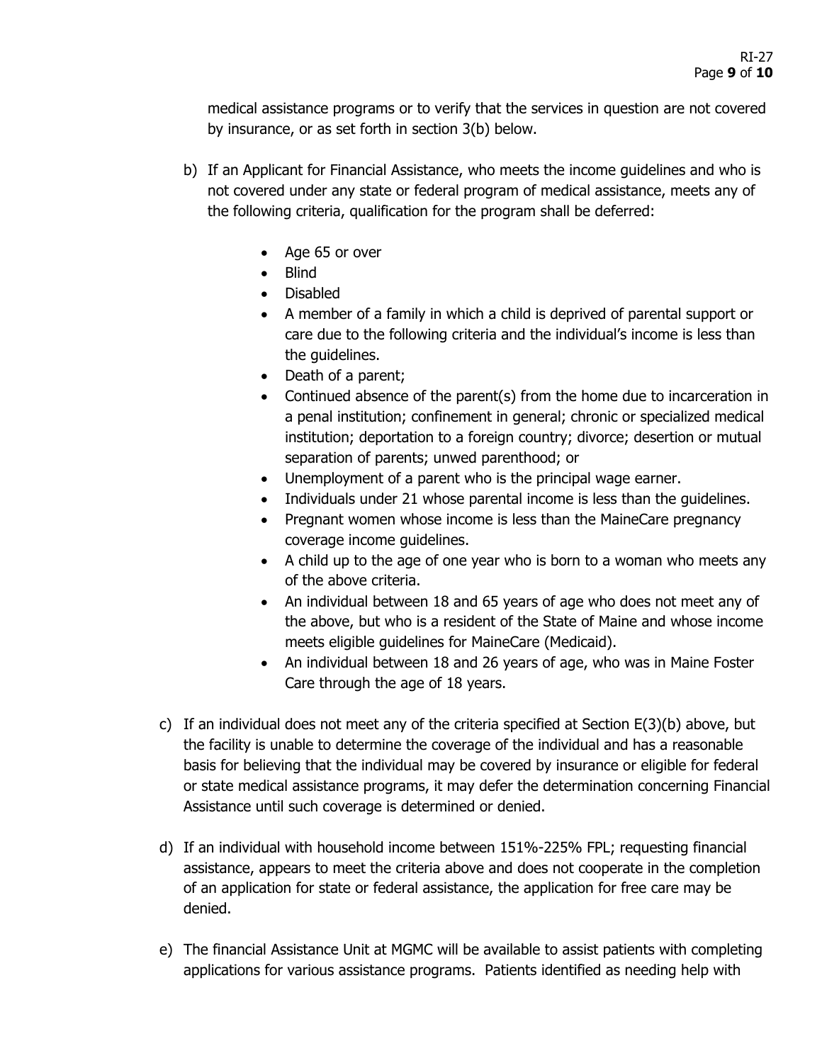medical assistance programs or to verify that the services in question are not covered by insurance, or as set forth in section 3(b) below.

b) If an Applicant for Financial Assistance, who meets the income guidelines and who is not covered under any state or federal program of medical assistance, meets any of the following criteria, qualification for the program shall be deferred:

   - Age 65 or over
   - Blind
   - Disabled
   - A member of a family in which a child is deprived of parental support or care due to the following criteria and the individual's income is less than the guidelines.
   - Death of a parent;
   - Continued absence of the parent(s) from the home due to incarceration in a penal institution; confinement in general; chronic or specialized medical institution; deportation to a foreign country; divorce; desertion or mutual separation of parents; unwed parenthood; or
   - Unemployment of a parent who is the principal wage earner.
   - Individuals under 21 whose parental income is less than the guidelines.
   - Pregnant women whose income is less than the MaineCare pregnancy coverage income guidelines.
   - A child up to the age of one year who is born to a woman who meets any of the above criteria.
   - An individual between 18 and 65 years of age who does not meet any of the above, but who is a resident of the State of Maine and whose income meets eligible guidelines for MaineCare (Medicaid).
   - An individual between 18 and 26 years of age, who was in Maine Foster Care through the age of 18 years.

c) If an individual does not meet any of the criteria specified at Section E(3)(b) above, but the facility is unable to determine the coverage of the individual and has a reasonable basis for believing that the individual may be covered by insurance or eligible for federal or state medical assistance programs, it may defer the determination concerning Financial Assistance until such coverage is determined or denied.

d) If an individual with household income between 151%-225% FPL; requesting financial assistance, appears to meet the criteria above and does not cooperate in the completion of an application for state or federal assistance, the application for free care may be denied.

e) The financial Assistance Unit at MGMC will be available to assist patients with completing applications for various assistance programs. Patients identified as needing help with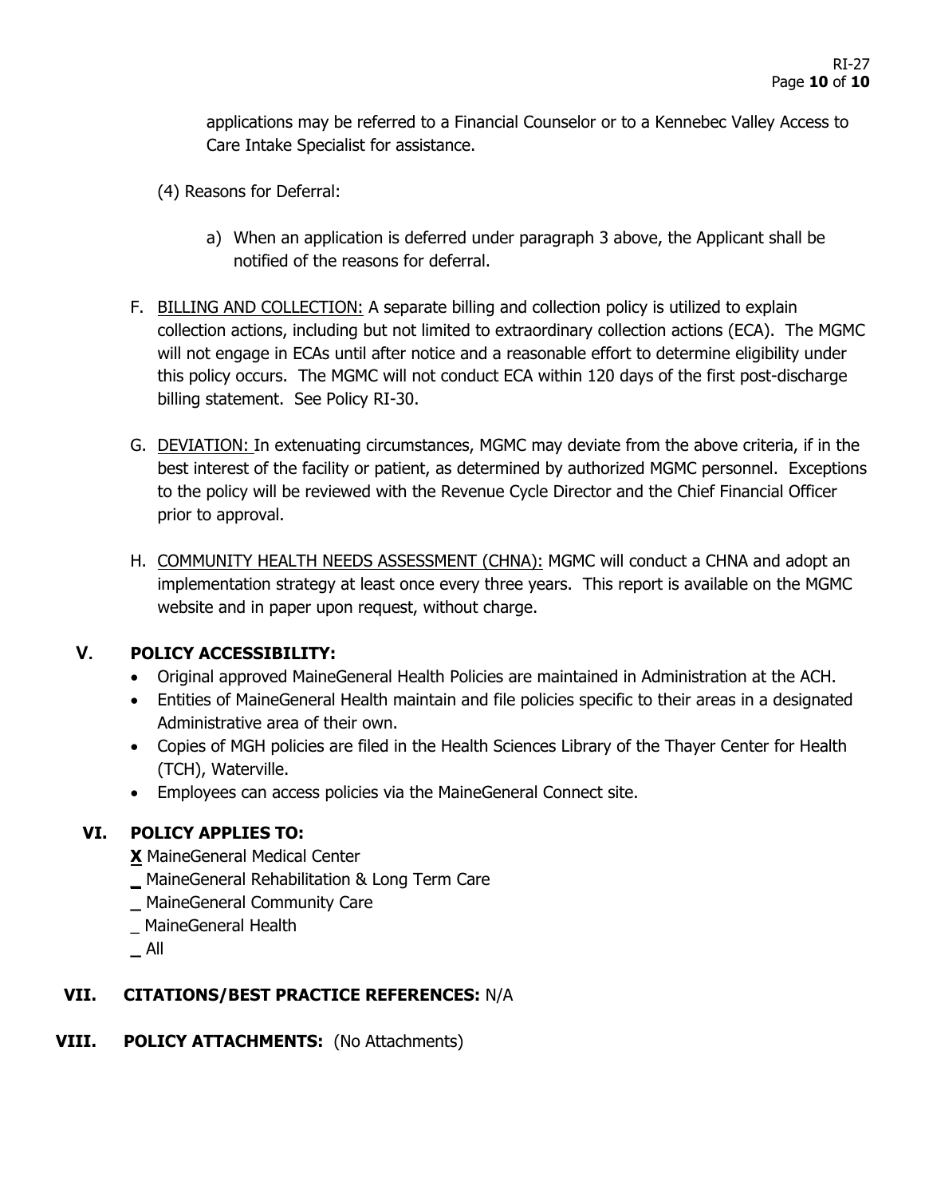applications may be referred to a Financial Counselor or to a Kennebec Valley Access to Care Intake Specialist for assistance.

(4) Reasons for Deferral:

a) When an application is deferred under paragraph 3 above, the Applicant shall be notified of the reasons for deferral.

F. BILLING AND COLLECTION: A separate billing and collection policy is utilized to explain collection actions, including but not limited to extraordinary collection actions (ECA). The MGMC will not engage in ECAs until after notice and a reasonable effort to determine eligibility under this policy occurs. The MGMC will not conduct ECA within 120 days of the first post-discharge billing statement. See Policy RI-30.

G. DEVIATION: In extenuating circumstances, MGMC may deviate from the above criteria, if in the best interest of the facility or patient, as determined by authorized MGMC personnel. Exceptions to the policy will be reviewed with the Revenue Cycle Director and the Chief Financial Officer prior to approval.

H. COMMUNITY HEALTH NEEDS ASSESSMENT (CHNA): MGMC will conduct a CHNA and adopt an implementation strategy at least once every three years. This report is available on the MGMC website and in paper upon request, without charge.

## V. POLICY ACCESSIBILITY:

- Original approved MaineGeneral Health Policies are maintained in Administration at the ACH.
- Entities of MaineGeneral Health maintain and file policies specific to their areas in a designated Administrative area of their own.
- Copies of MGH policies are filed in the Health Sciences Library of the Thayer Center for Health (TCH), Waterville.
- Employees can access policies via the MaineGeneral Connect site.

## VI. POLICY APPLIES TO:

**X** MaineGeneral Medical Center
_ MaineGeneral Rehabilitation & Long Term Care
_ MaineGeneral Community Care
_ MaineGeneral Health
_ All

## VII. CITATIONS/BEST PRACTICE REFERENCES: N/A

## VIII. POLICY ATTACHMENTS: (No Attachments)